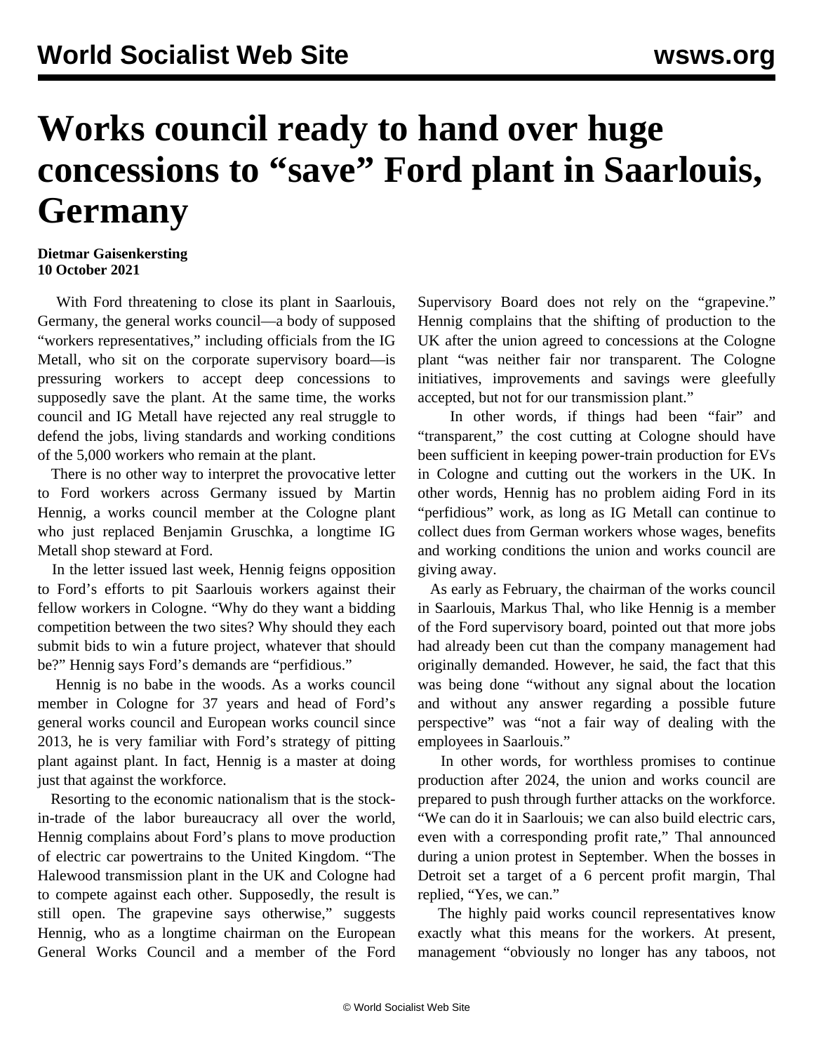# Works council ready to hand over huge concessions to "save" Ford plant in Saarlouis, Germany

**Dietmar Gaisenkersting**
**10 October 2021**

With Ford threatening to close its plant in Saarlouis, Germany, the general works council—a body of supposed "workers representatives," including officials from the IG Metall, who sit on the corporate supervisory board—is pressuring workers to accept deep concessions to supposedly save the plant. At the same time, the works council and IG Metall have rejected any real struggle to defend the jobs, living standards and working conditions of the 5,000 workers who remain at the plant.

There is no other way to interpret the provocative letter to Ford workers across Germany issued by Martin Hennig, a works council member at the Cologne plant who just replaced Benjamin Gruschka, a longtime IG Metall shop steward at Ford.

In the letter issued last week, Hennig feigns opposition to Ford's efforts to pit Saarlouis workers against their fellow workers in Cologne. "Why do they want a bidding competition between the two sites? Why should they each submit bids to win a future project, whatever that should be?" Hennig says Ford's demands are "perfidious."

Hennig is no babe in the woods. As a works council member in Cologne for 37 years and head of Ford's general works council and European works council since 2013, he is very familiar with Ford's strategy of pitting plant against plant. In fact, Hennig is a master at doing just that against the workforce.

Resorting to the economic nationalism that is the stock-in-trade of the labor bureaucracy all over the world, Hennig complains about Ford's plans to move production of electric car powertrains to the United Kingdom. "The Halewood transmission plant in the UK and Cologne had to compete against each other. Supposedly, the result is still open. The grapevine says otherwise," suggests Hennig, who as a longtime chairman on the European General Works Council and a member of the Ford Supervisory Board does not rely on the "grapevine." Hennig complains that the shifting of production to the UK after the union agreed to concessions at the Cologne plant "was neither fair nor transparent. The Cologne initiatives, improvements and savings were gleefully accepted, but not for our transmission plant."

In other words, if things had been "fair" and "transparent," the cost cutting at Cologne should have been sufficient in keeping power-train production for EVs in Cologne and cutting out the workers in the UK. In other words, Hennig has no problem aiding Ford in its "perfidious" work, as long as IG Metall can continue to collect dues from German workers whose wages, benefits and working conditions the union and works council are giving away.

As early as February, the chairman of the works council in Saarlouis, Markus Thal, who like Hennig is a member of the Ford supervisory board, pointed out that more jobs had already been cut than the company management had originally demanded. However, he said, the fact that this was being done "without any signal about the location and without any answer regarding a possible future perspective" was "not a fair way of dealing with the employees in Saarlouis."

In other words, for worthless promises to continue production after 2024, the union and works council are prepared to push through further attacks on the workforce. "We can do it in Saarlouis; we can also build electric cars, even with a corresponding profit rate," Thal announced during a union protest in September. When the bosses in Detroit set a target of a 6 percent profit margin, Thal replied, "Yes, we can."

The highly paid works council representatives know exactly what this means for the workers. At present, management "obviously no longer has any taboos, not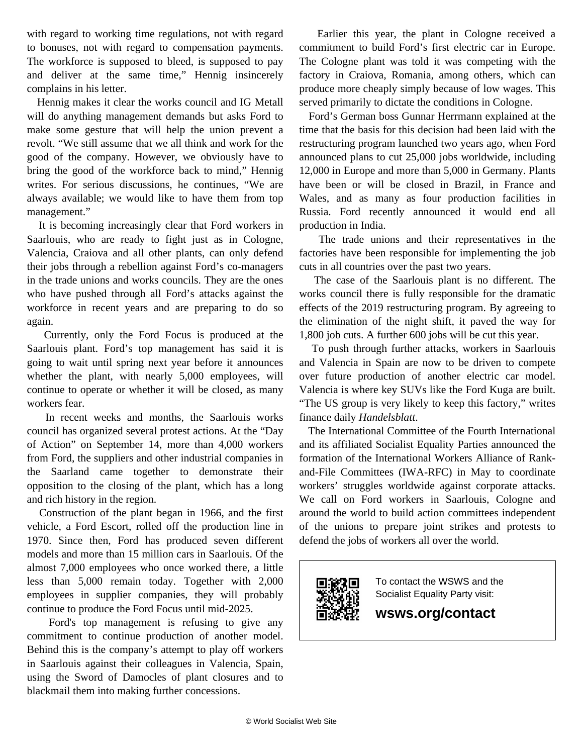with regard to working time regulations, not with regard to bonuses, not with regard to compensation payments. The workforce is supposed to bleed, is supposed to pay and deliver at the same time," Hennig insincerely complains in his letter.

Hennig makes it clear the works council and IG Metall will do anything management demands but asks Ford to make some gesture that will help the union prevent a revolt. "We still assume that we all think and work for the good of the company. However, we obviously have to bring the good of the workforce back to mind," Hennig writes. For serious discussions, he continues, "We are always available; we would like to have them from top management."

It is becoming increasingly clear that Ford workers in Saarlouis, who are ready to fight just as in Cologne, Valencia, Craiova and all other plants, can only defend their jobs through a rebellion against Ford's co-managers in the trade unions and works councils. They are the ones who have pushed through all Ford's attacks against the workforce in recent years and are preparing to do so again.

Currently, only the Ford Focus is produced at the Saarlouis plant. Ford's top management has said it is going to wait until spring next year before it announces whether the plant, with nearly 5,000 employees, will continue to operate or whether it will be closed, as many workers fear.

In recent weeks and months, the Saarlouis works council has organized several protest actions. At the "Day of Action" on September 14, more than 4,000 workers from Ford, the suppliers and other industrial companies in the Saarland came together to demonstrate their opposition to the closing of the plant, which has a long and rich history in the region.

Construction of the plant began in 1966, and the first vehicle, a Ford Escort, rolled off the production line in 1970. Since then, Ford has produced seven different models and more than 15 million cars in Saarlouis. Of the almost 7,000 employees who once worked there, a little less than 5,000 remain today. Together with 2,000 employees in supplier companies, they will probably continue to produce the Ford Focus until mid-2025.

Ford's top management is refusing to give any commitment to continue production of another model. Behind this is the company's attempt to play off workers in Saarlouis against their colleagues in Valencia, Spain, using the Sword of Damocles of plant closures and to blackmail them into making further concessions.

Earlier this year, the plant in Cologne received a commitment to build Ford's first electric car in Europe. The Cologne plant was told it was competing with the factory in Craiova, Romania, among others, which can produce more cheaply simply because of low wages. This served primarily to dictate the conditions in Cologne.

Ford's German boss Gunnar Herrmann explained at the time that the basis for this decision had been laid with the restructuring program launched two years ago, when Ford announced plans to cut 25,000 jobs worldwide, including 12,000 in Europe and more than 5,000 in Germany. Plants have been or will be closed in Brazil, in France and Wales, and as many as four production facilities in Russia. Ford recently announced it would end all production in India.

The trade unions and their representatives in the factories have been responsible for implementing the job cuts in all countries over the past two years.

The case of the Saarlouis plant is no different. The works council there is fully responsible for the dramatic effects of the 2019 restructuring program. By agreeing to the elimination of the night shift, it paved the way for 1,800 job cuts. A further 600 jobs will be cut this year.

To push through further attacks, workers in Saarlouis and Valencia in Spain are now to be driven to compete over future production of another electric car model. Valencia is where key SUVs like the Ford Kuga are built. "The US group is very likely to keep this factory," writes finance daily *Handelsblatt*.

The International Committee of the Fourth International and its affiliated Socialist Equality Parties announced the formation of the International Workers Alliance of Rank-and-File Committees (IWA-RFC) in May to coordinate workers' struggles worldwide against corporate attacks. We call on Ford workers in Saarlouis, Cologne and around the world to build action committees independent of the unions to prepare joint strikes and protests to defend the jobs of workers all over the world.

To contact the WSWS and the Socialist Equality Party visit:

**wsws.org/contact**